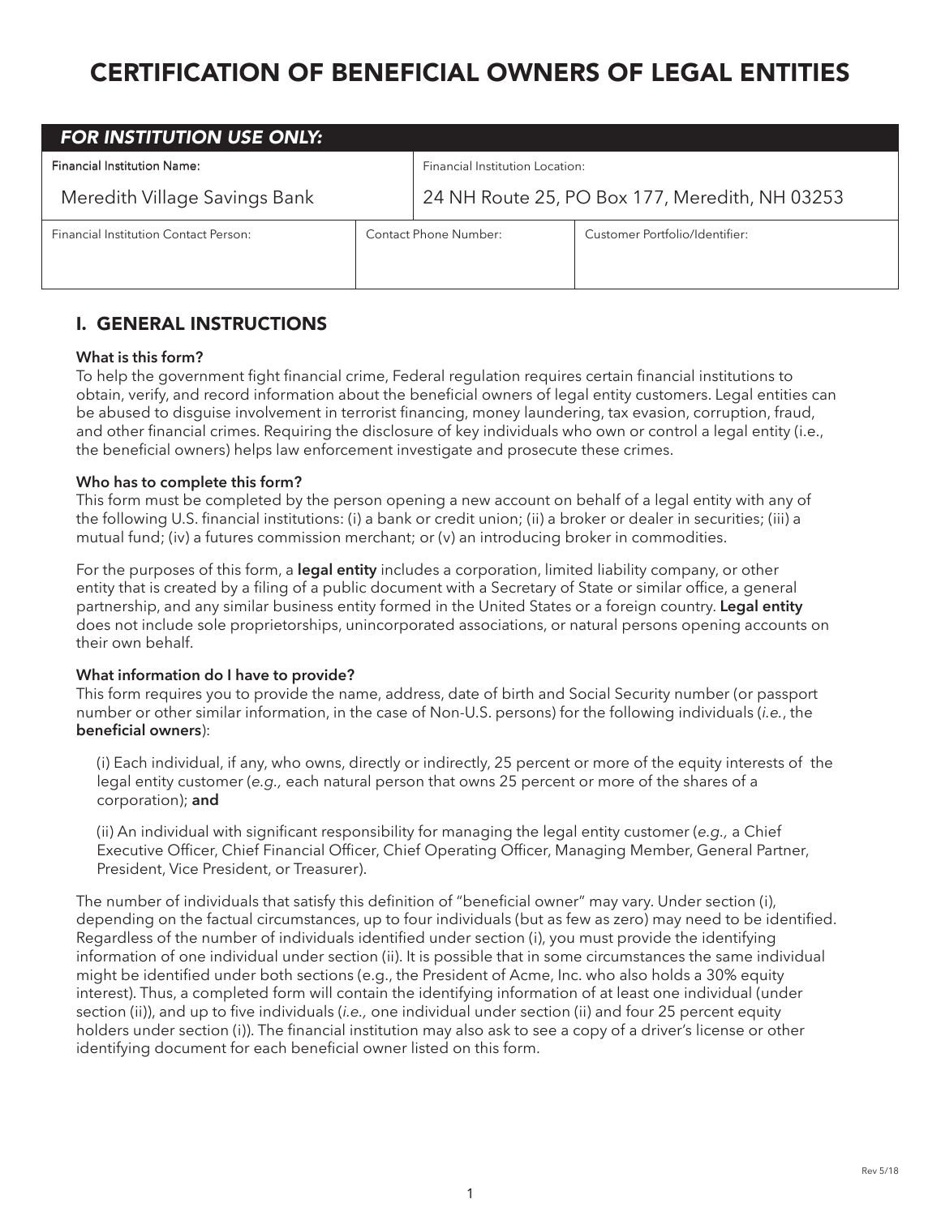# CERTIFICATION OF BENEFICIAL OWNERS OF LEGAL ENTITIES

| *FOR INSTITUTION USE ONLY:* | | |
|---|---|---|
| Financial Institution Name: Meredith Village Savings Bank | Financial Institution Location: 24 NH Route 25, PO Box 177, Meredith, NH 03253 | |
| Financial Institution Contact Person: | Contact Phone Number: | Customer Portfolio/Identifier: |

## I. GENERAL INSTRUCTIONS

**What is this form?**
To help the government fight financial crime, Federal regulation requires certain financial institutions to obtain, verify, and record information about the beneficial owners of legal entity customers. Legal entities can be abused to disguise involvement in terrorist financing, money laundering, tax evasion, corruption, fraud, and other financial crimes. Requiring the disclosure of key individuals who own or control a legal entity (i.e., the beneficial owners) helps law enforcement investigate and prosecute these crimes.

**Who has to complete this form?**
This form must be completed by the person opening a new account on behalf of a legal entity with any of the following U.S. financial institutions: (i) a bank or credit union; (ii) a broker or dealer in securities; (iii) a mutual fund; (iv) a futures commission merchant; or (v) an introducing broker in commodities.

For the purposes of this form, a **legal entity** includes a corporation, limited liability company, or other entity that is created by a filing of a public document with a Secretary of State or similar office, a general partnership, and any similar business entity formed in the United States or a foreign country. **Legal entity** does not include sole proprietorships, unincorporated associations, or natural persons opening accounts on their own behalf.

**What information do I have to provide?**
This form requires you to provide the name, address, date of birth and Social Security number (or passport number or other similar information, in the case of Non-U.S. persons) for the following individuals (*i.e.*, the **beneficial owners**):

(i) Each individual, if any, who owns, directly or indirectly, 25 percent or more of the equity interests of the legal entity customer (*e.g.,* each natural person that owns 25 percent or more of the shares of a corporation); **and**

(ii) An individual with significant responsibility for managing the legal entity customer (*e.g.,* a Chief Executive Officer, Chief Financial Officer, Chief Operating Officer, Managing Member, General Partner, President, Vice President, or Treasurer).

The number of individuals that satisfy this definition of "beneficial owner" may vary. Under section (i), depending on the factual circumstances, up to four individuals (but as few as zero) may need to be identified. Regardless of the number of individuals identified under section (i), you must provide the identifying information of one individual under section (ii). It is possible that in some circumstances the same individual might be identified under both sections (e.g., the President of Acme, Inc. who also holds a 30% equity interest). Thus, a completed form will contain the identifying information of at least one individual (under section (ii)), and up to five individuals (*i.e.,* one individual under section (ii) and four 25 percent equity holders under section (i)). The financial institution may also ask to see a copy of a driver's license or other identifying document for each beneficial owner listed on this form.

Rev 5/18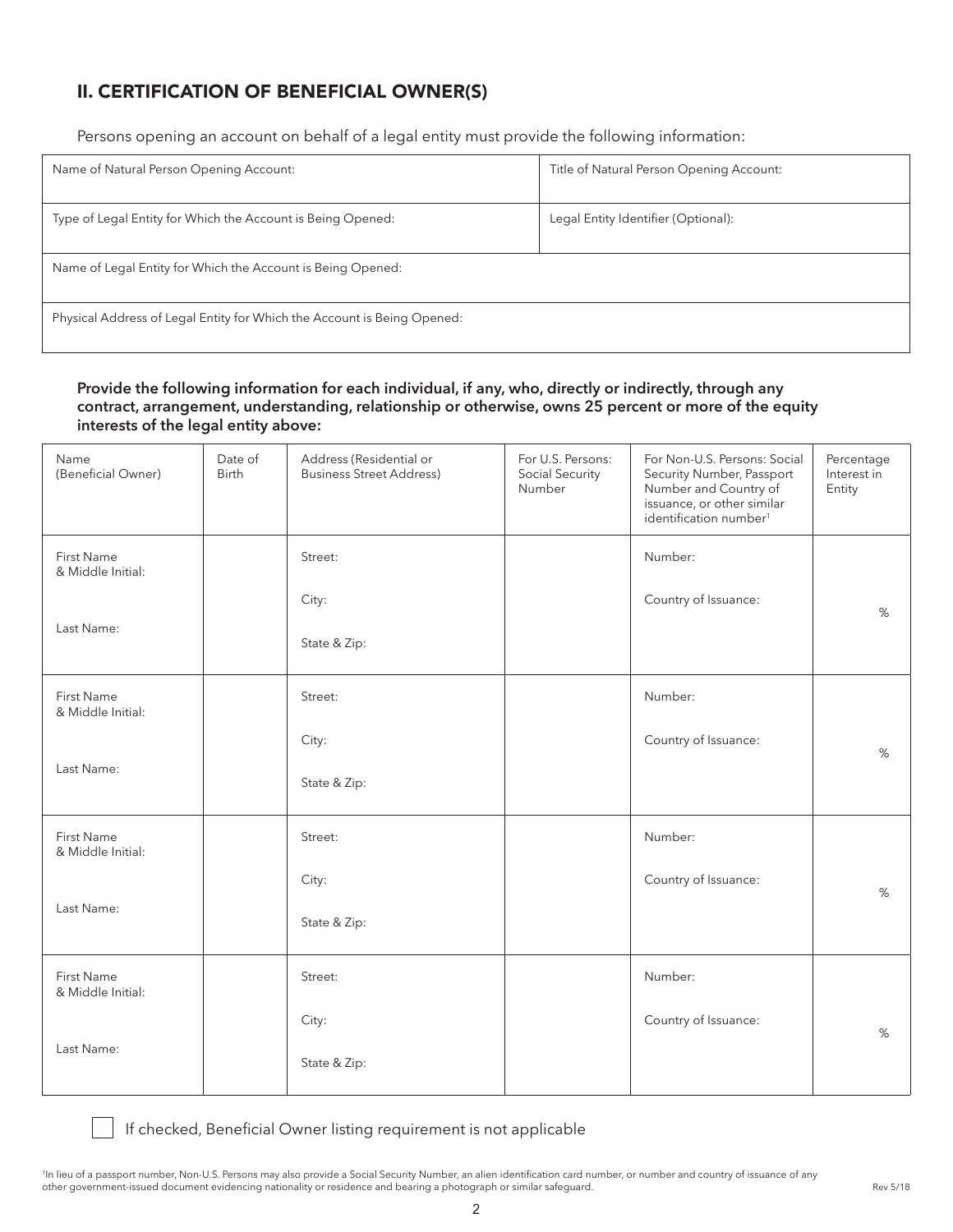## II. CERTIFICATION OF BENEFICIAL OWNER(S)

Persons opening an account on behalf of a legal entity must provide the following information:

| Name of Natural Person Opening Account: | Title of Natural Person Opening Account: |
|---|---|
| Type of Legal Entity for Which the Account is Being Opened: | Legal Entity Identifier (Optional): |
| Name of Legal Entity for Which the Account is Being Opened: | |
| Physical Address of Legal Entity for Which the Account is Being Opened: | |

**Provide the following information for each individual, if any, who, directly or indirectly, through any contract, arrangement, understanding, relationship or otherwise, owns 25 percent or more of the equity interests of the legal entity above:**

| Name (Beneficial Owner) | Date of Birth | Address (Residential or Business Street Address) | For U.S. Persons: Social Security Number | For Non-U.S. Persons: Social Security Number, Passport Number and Country of issuance, or other similar identification number[1] | Percentage Interest in Entity |
|---|---|---|---|---|---|
| First Name & Middle Initial:<br><br>Last Name: | | Street:<br><br>City:<br><br>State & Zip: | | Number:<br><br>Country of Issuance: | % |
| First Name & Middle Initial:<br><br>Last Name: | | Street:<br><br>City:<br><br>State & Zip: | | Number:<br><br>Country of Issuance: | % |
| First Name & Middle Initial:<br><br>Last Name: | | Street:<br><br>City:<br><br>State & Zip: | | Number:<br><br>Country of Issuance: | % |
| First Name & Middle Initial:<br><br>Last Name: | | Street:<br><br>City:<br><br>State & Zip: | | Number:<br><br>Country of Issuance: | % |

☐ If checked, Beneficial Owner listing requirement is not applicable

[1] In lieu of a passport number, Non-U.S. Persons may also provide a Social Security Number, an alien identification card number, or number and country of issuance of any other government-issued document evidencing nationality or residence and bearing a photograph or similar safeguard.

Rev 5/18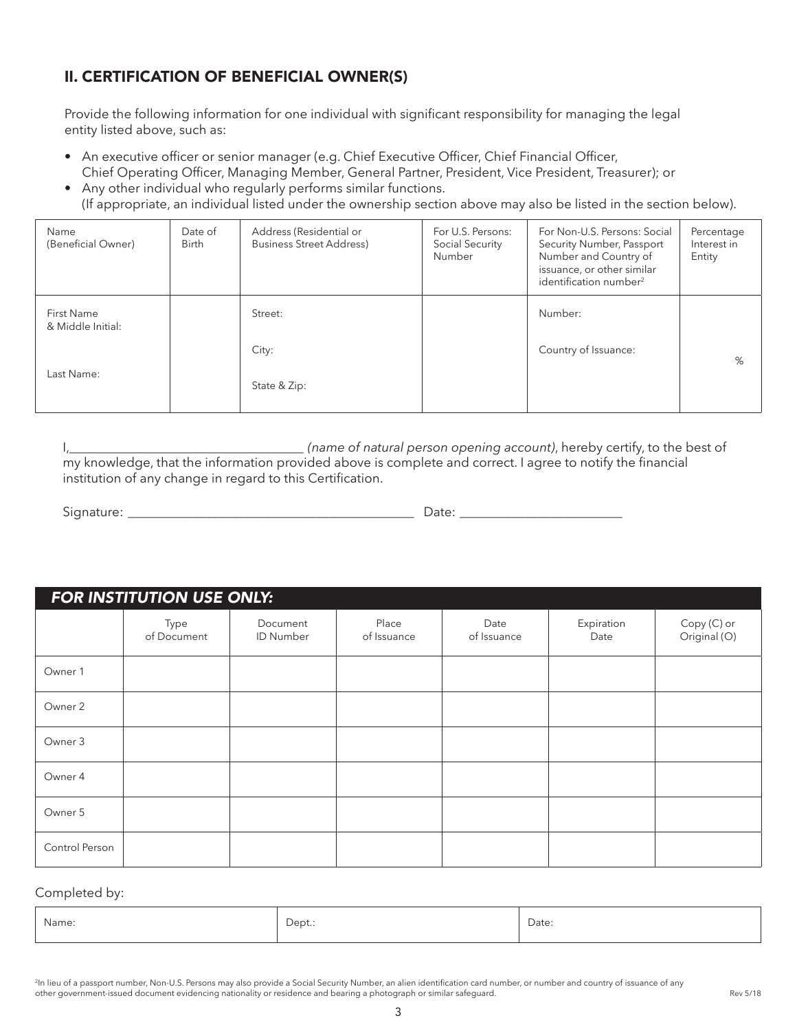## II. CERTIFICATION OF BENEFICIAL OWNER(S)

Provide the following information for one individual with significant responsibility for managing the legal entity listed above, such as:

- An executive officer or senior manager (e.g. Chief Executive Officer, Chief Financial Officer, Chief Operating Officer, Managing Member, General Partner, President, Vice President, Treasurer); or
- Any other individual who regularly performs similar functions. (If appropriate, an individual listed under the ownership section above may also be listed in the section below).

| Name (Beneficial Owner) | Date of Birth | Address (Residential or Business Street Address) | For U.S. Persons: Social Security Number | For Non-U.S. Persons: Social Security Number, Passport Number and Country of issuance, or other similar identification number[2] | Percentage Interest in Entity |
|---|---|---|---|---|---|
| First Name & Middle Initial:<br><br>Last Name: | | Street:<br><br>City:<br><br>State & Zip: | | Number:<br><br>Country of Issuance: | % |

I,__________________________________ *(name of natural person opening account)*, hereby certify, to the best of my knowledge, that the information provided above is complete and correct. I agree to notify the financial institution of any change in regard to this Certification.

Signature: ________________________________________ Date: ______________________

***FOR INSTITUTION USE ONLY:***

| | Type of Document | Document ID Number | Place of Issuance | Date of Issuance | Expiration Date | Copy (C) or Original (O) |
|---|---|---|---|---|---|---|
| Owner 1 | | | | | | |
| Owner 2 | | | | | | |
| Owner 3 | | | | | | |
| Owner 4 | | | | | | |
| Owner 5 | | | | | | |
| Control Person | | | | | | |

Completed by:

| Name: | Dept.: | Date: |
|---|---|---|

[2]In lieu of a passport number, Non-U.S. Persons may also provide a Social Security Number, an alien identification card number, or number and country of issuance of any other government-issued document evidencing nationality or residence and bearing a photograph or similar safeguard.

Rev 5/18